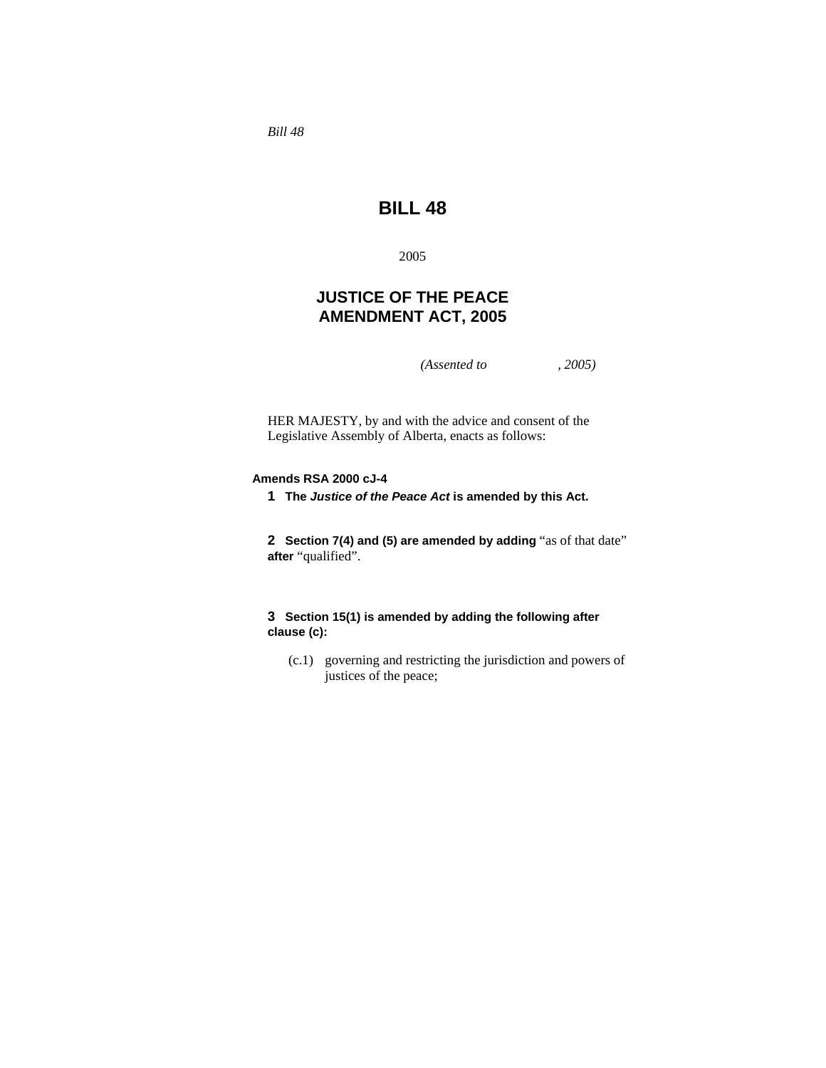*Bill 48*

# BILL 48

2005

## JUSTICE OF THE PEACE AMENDMENT ACT, 2005

*(Assented to , 2005)*

HER MAJESTY, by and with the advice and consent of the Legislative Assembly of Alberta, enacts as follows:

**Amends RSA 2000 cJ-4**

**1 The *Justice of the Peace Act* is amended by this Act.**

**2 Section 7(4) and (5) are amended by adding** "as of that date" **after** "qualified".

**3 Section 15(1) is amended by adding the following after clause (c):**

(c.1) governing and restricting the jurisdiction and powers of justices of the peace;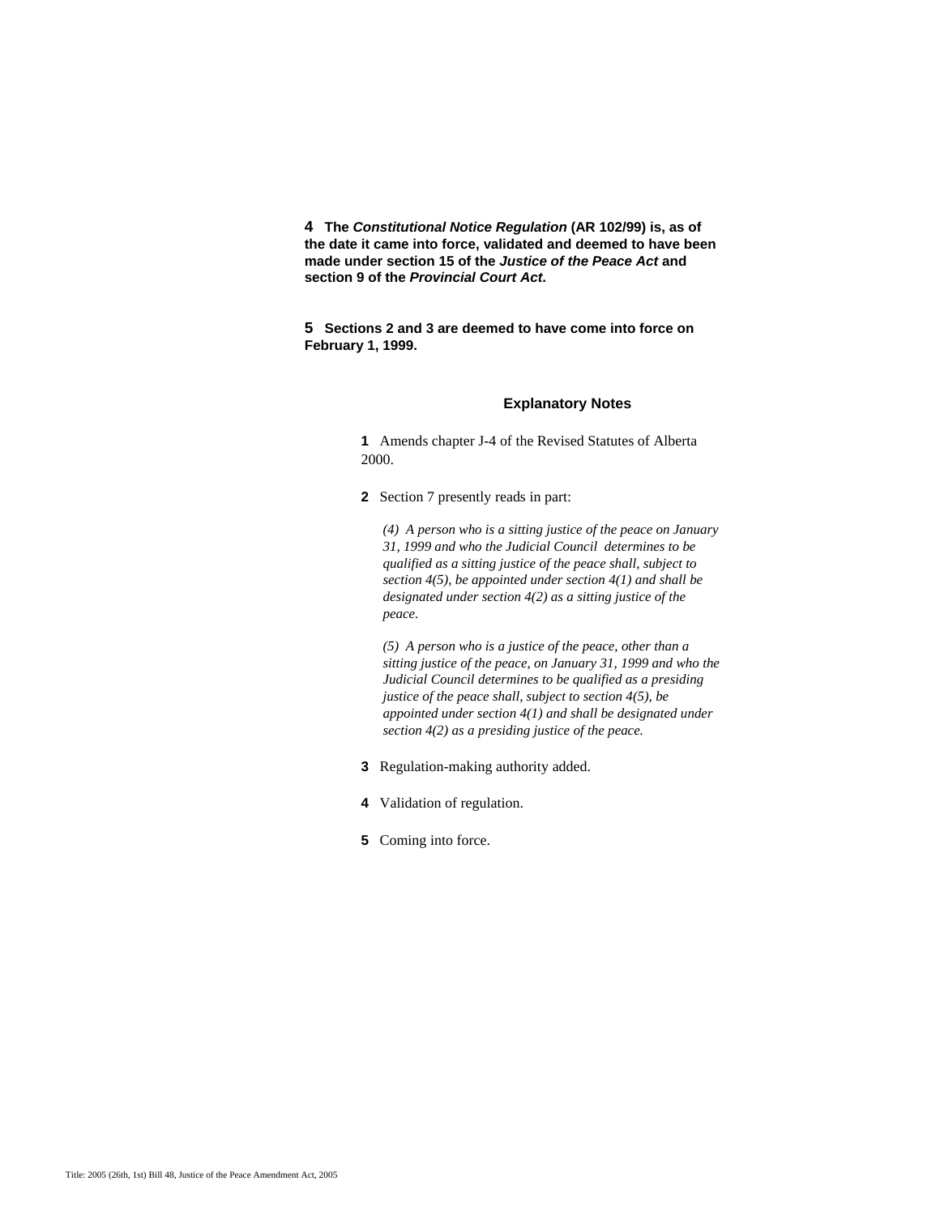**4** **The *Constitutional Notice Regulation* (AR 102/99) is, as of the date it came into force, validated and deemed to have been made under section 15 of the *Justice of the Peace Act* and section 9 of the *Provincial Court Act*.**

**5** **Sections 2 and 3 are deemed to have come into force on February 1, 1999.**

## Explanatory Notes

**1** Amends chapter J-4 of the Revised Statutes of Alberta 2000.

**2** Section 7 presently reads in part:

> *(4) A person who is a sitting justice of the peace on January 31, 1999 and who the Judicial Council determines to be qualified as a sitting justice of the peace shall, subject to section 4(5), be appointed under section 4(1) and shall be designated under section 4(2) as a sitting justice of the peace.*
>
> *(5) A person who is a justice of the peace, other than a sitting justice of the peace, on January 31, 1999 and who the Judicial Council determines to be qualified as a presiding justice of the peace shall, subject to section 4(5), be appointed under section 4(1) and shall be designated under section 4(2) as a presiding justice of the peace.*

**3** Regulation-making authority added.

**4** Validation of regulation.

**5** Coming into force.